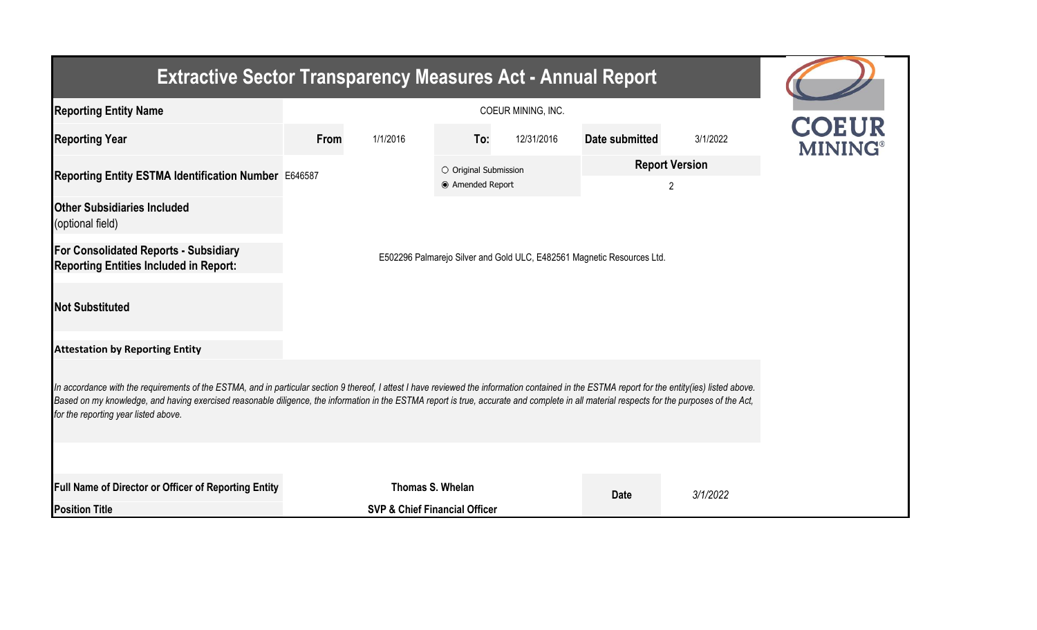# Extractive Sector Transparency Measures Act - Annual Report

| | | | | | | |
|---|---|---|---|---|---|---|
| **Reporting Entity Name** | COEUR MINING, INC. | | | | | |
| **Reporting Year** | **From** | 1/1/2016 | **To:** | 12/31/2016 | **Date submitted** | 3/1/2022 |
| **Reporting Entity ESTMA Identification Number** | E646587 | | ○ Original Submission<br>◉ Amended Report | | **Report Version** | 2 |
| **Other Subsidiaries Included** (optional field) | | | | | | |
| **For Consolidated Reports - Subsidiary Reporting Entities Included in Report:** | E502296 Palmarejo Silver and Gold ULC, E482561 Magnetic Resources Ltd. | | | | | |
| **Not Substituted** | | | | | | |

**Attestation by Reporting Entity**

*In accordance with the requirements of the ESTMA, and in particular section 9 thereof, I attest I have reviewed the information contained in the ESTMA report for the entity(ies) listed above. Based on my knowledge, and having exercised reasonable diligence, the information in the ESTMA report is true, accurate and complete in all material respects for the purposes of the Act, for the reporting year listed above.*

| | | | |
|---|---|---|---|
| **Full Name of Director or Officer of Reporting Entity** | **Thomas S. Whelan** | **Date** | *3/1/2022* |
| **Position Title** | **SVP & Chief Financial Officer** | | |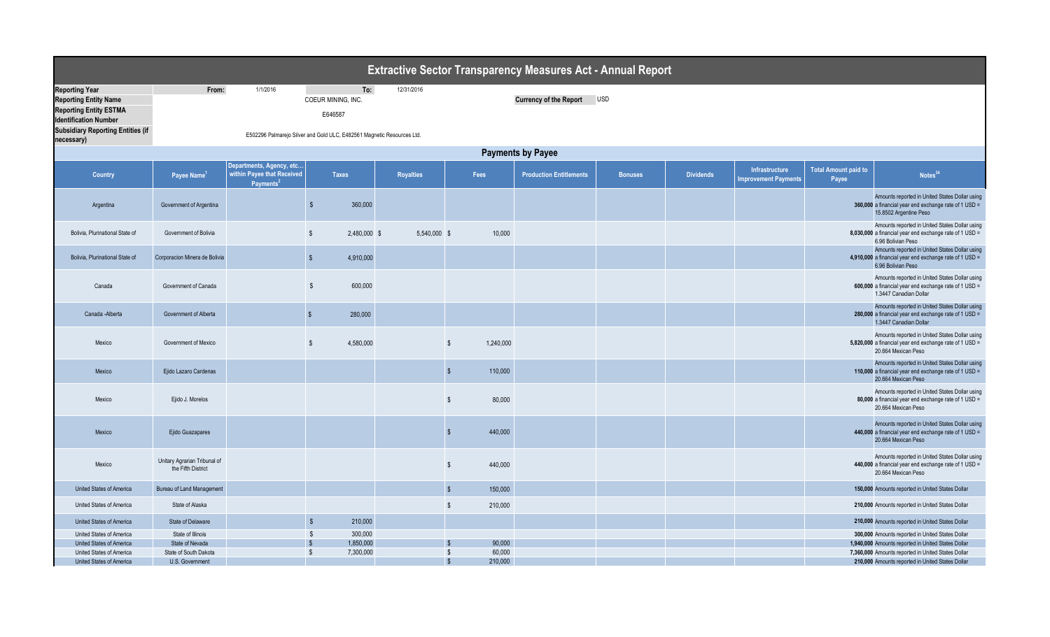# Extractive Sector Transparency Measures Act - Annual Report

| | | | | |
|---|---|---|---|---|
| **Reporting Year** | From: | 1/1/2016 | To: | 12/31/2016 |
| **Reporting Entity Name** | COEUR MINING, INC. | | **Currency of the Report** | USD |
| **Reporting Entity ESTMA Identification Number** | E646587 | | | |
| **Subsidiary Reporting Entities (if necessary)** | E502296 Palmarejo Silver and Gold ULC, E482561 Magnetic Resources Ltd. | | | |

## Payments by Payee

| Country | Payee Name[1] | Departments, Agency, etc… within Payee that Received Payments[2] | Taxes | Royalties | Fees | Production Entitlements | Bonuses | Dividends | Infrastructure Improvement Payments | Total Amount paid to Payee | Notes[34] |
|---|---|---|---|---|---|---|---|---|---|---|---|
| Argentina | Government of Argentina | | $ 360,000 | | | | | | | 360,000 | Amounts reported in United States Dollar using a financial year end exchange rate of 1 USD = 15.8502 Argentine Peso |
| Bolivia, Plurinational State of | Government of Bolivia | | $ 2,480,000 | $ 5,540,000 | $ 10,000 | | | | | 8,030,000 | Amounts reported in United States Dollar using a financial year end exchange rate of 1 USD = 6.96 Bolivian Peso |
| Bolivia, Plurinational State of | Corporacion Minera de Bolivia | | $ 4,910,000 | | | | | | | 4,910,000 | Amounts reported in United States Dollar using a financial year end exchange rate of 1 USD = 6.96 Bolivian Peso |
| Canada | Government of Canada | | $ 600,000 | | | | | | | 600,000 | Amounts reported in United States Dollar using a financial year end exchange rate of 1 USD = 1.3447 Canadian Dollar |
| Canada -Alberta | Government of Alberta | | $ 280,000 | | | | | | | 280,000 | Amounts reported in United States Dollar using a financial year end exchange rate of 1 USD = 1.3447 Canadian Dollar |
| Mexico | Government of Mexico | | $ 4,580,000 | | $ 1,240,000 | | | | | 5,820,000 | Amounts reported in United States Dollar using a financial year end exchange rate of 1 USD = 20.664 Mexican Peso |
| Mexico | Ejido Lazaro Cardenas | | | | $ 110,000 | | | | | 110,000 | Amounts reported in United States Dollar using a financial year end exchange rate of 1 USD = 20.664 Mexican Peso |
| Mexico | Ejido J. Morelos | | | | $ 80,000 | | | | | 80,000 | Amounts reported in United States Dollar using a financial year end exchange rate of 1 USD = 20.664 Mexican Peso |
| Mexico | Ejido Guazapares | | | | $ 440,000 | | | | | 440,000 | Amounts reported in United States Dollar using a financial year end exchange rate of 1 USD = 20.664 Mexican Peso |
| Mexico | Unitary Agrarian Tribunal of the Fifth District | | | | $ 440,000 | | | | | 440,000 | Amounts reported in United States Dollar using a financial year end exchange rate of 1 USD = 20.664 Mexican Peso |
| United States of America | Bureau of Land Management | | | | $ 150,000 | | | | | 150,000 | Amounts reported in United States Dollar |
| United States of America | State of Alaska | | | | $ 210,000 | | | | | 210,000 | Amounts reported in United States Dollar |
| United States of America | State of Delaware | | $ 210,000 | | | | | | | 210,000 | Amounts reported in United States Dollar |
| United States of America | State of Illinois | | $ 300,000 | | | | | | | 300,000 | Amounts reported in United States Dollar |
| United States of America | State of Nevada | | $ 1,850,000 | | $ 90,000 | | | | | 1,940,000 | Amounts reported in United States Dollar |
| United States of America | State of South Dakota | | $ 7,300,000 | | $ 60,000 | | | | | 7,360,000 | Amounts reported in United States Dollar |
| United States of America | U.S. Government | | | | $ 210,000 | | | | | 210,000 | Amounts reported in United States Dollar |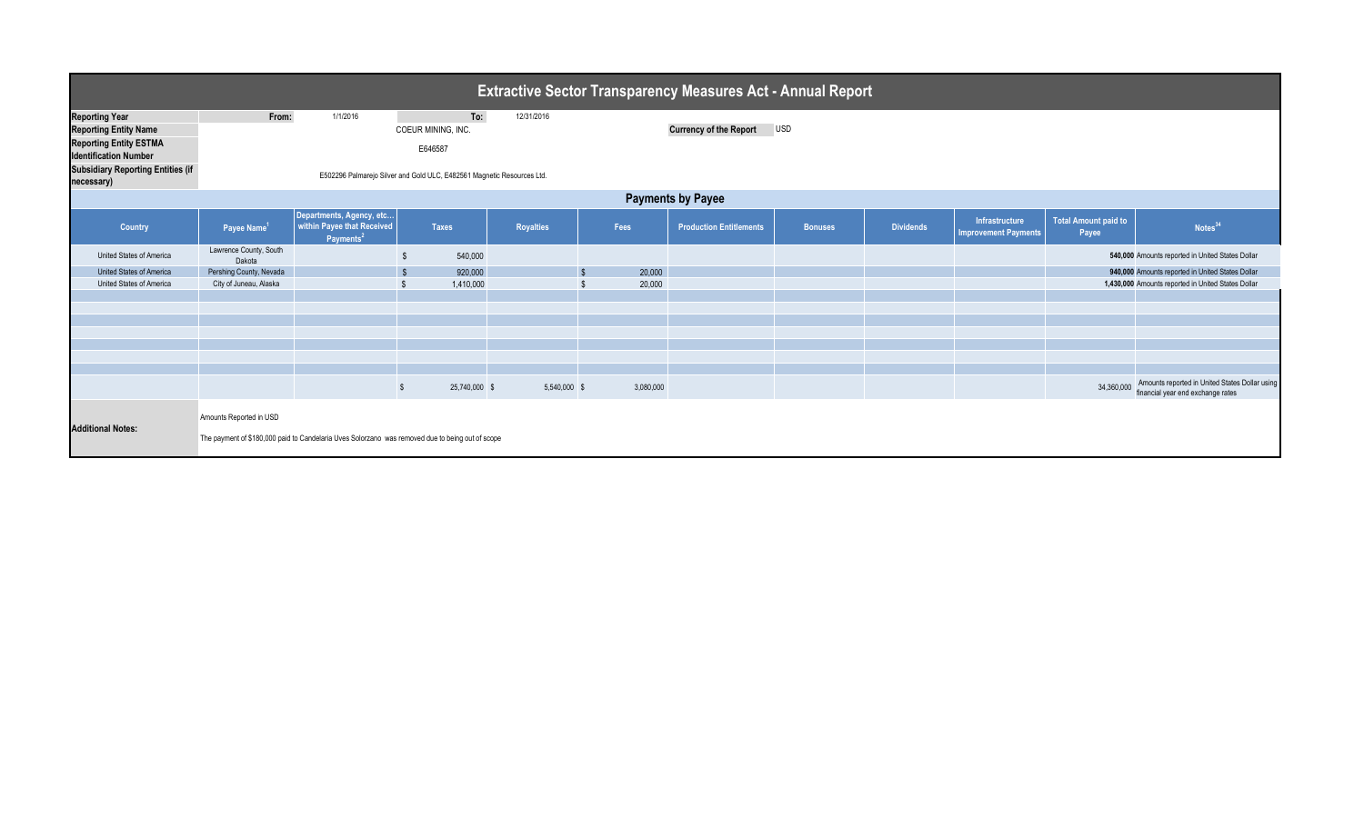# Extractive Sector Transparency Measures Act - Annual Report

| | | | |
|---|---|---|---|
| **Reporting Year** | From: 1/1/2016 | To: 12/31/2016 | |
| **Reporting Entity Name** | COEUR MINING, INC. | | **Currency of the Report** USD |
| **Reporting Entity ESTMA Identification Number** | E646587 | | |
| **Subsidiary Reporting Entities (if necessary)** | E502296 Palmarejo Silver and Gold ULC, E482561 Magnetic Resources Ltd. | | |

## Payments by Payee

| Country | Payee Name[1] | Departments, Agency, etc... within Payee that Received Payments[2] | Taxes | Royalties | Fees | Production Entitlements | Bonuses | Dividends | Infrastructure Improvement Payments | Total Amount paid to Payee | Notes[34] |
|---|---|---|---|---|---|---|---|---|---|---|---|
| United States of America | Lawrence County, South Dakota | | $ 540,000 | | | | | | | 540,000 | Amounts reported in United States Dollar |
| United States of America | Pershing County, Nevada | | $ 920,000 | | $ 20,000 | | | | | 940,000 | Amounts reported in United States Dollar |
| United States of America | City of Juneau, Alaska | | $ 1,410,000 | | $ 20,000 | | | | | 1,430,000 | Amounts reported in United States Dollar |
| | | | | | | | | | | | |
| | | | | | | | | | | | |
| | | | | | | | | | | | |
| | | | | | | | | | | | |
| | | | | | | | | | | | |
| | | | | | | | | | | | |
| | | | | | | | | | | | |
| | | | $ 25,740,000 | $ 5,540,000 | $ 3,080,000 | | | | | 34,360,000 | Amounts reported in United States Dollar using financial year end exchange rates |

**Additional Notes:**

Amounts Reported in USD

The payment of $180,000 paid to Candelaria Uves Solorzano was removed due to being out of scope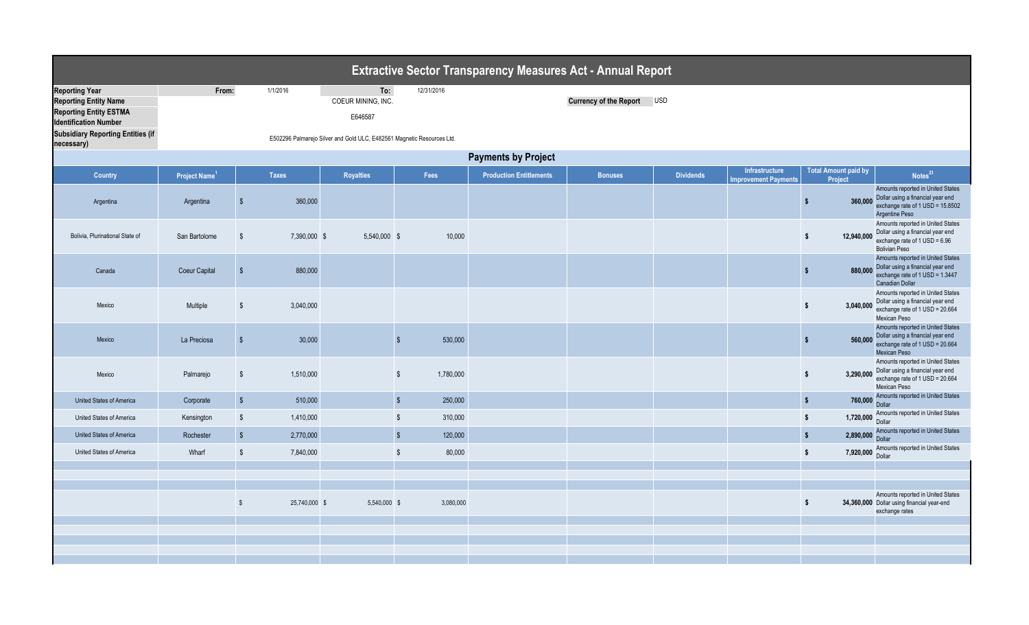# Extractive Sector Transparency Measures Act - Annual Report

| | | | | |
|---|---|---|---|---|
| **Reporting Year** | From: | 1/1/2016 | To: | 12/31/2016 |
| **Reporting Entity Name** | | COEUR MINING, INC. | **Currency of the Report** | USD |
| **Reporting Entity ESTMA Identification Number** | | E646587 | | |
| **Subsidiary Reporting Entities (if necessary)** | | E502296 Palmarejo Silver and Gold ULC, E482561 Magnetic Resources Ltd. | | |

## Payments by Project

| Country | Project Name[1] | Taxes | Royalties | Fees | Production Entitlements | Bonuses | Dividends | Infrastructure Improvement Payments | Total Amount paid by Project | Notes[23] |
|---|---|---|---|---|---|---|---|---|---|---|
| Argentina | Argentina | $ 360,000 | | | | | | | $ 360,000 | Amounts reported in United States Dollar using a financial year end exchange rate of 1 USD = 15.8502 Argentine Peso |
| Bolivia, Plurinational State of | San Bartolome | $ 7,390,000 | $ 5,540,000 | $ 10,000 | | | | | $ 12,940,000 | Amounts reported in United States Dollar using a financial year end exchange rate of 1 USD = 6.96 Bolivian Peso |
| Canada | Coeur Capital | $ 880,000 | | | | | | | $ 880,000 | Amounts reported in United States Dollar using a financial year end exchange rate of 1 USD = 1.3447 Canadian Dollar |
| Mexico | Multiple | $ 3,040,000 | | | | | | | $ 3,040,000 | Amounts reported in United States Dollar using a financial year end exchange rate of 1 USD = 20.664 Mexican Peso |
| Mexico | La Preciosa | $ 30,000 | | $ 530,000 | | | | | $ 560,000 | Amounts reported in United States Dollar using a financial year end exchange rate of 1 USD = 20.664 Mexican Peso |
| Mexico | Palmarejo | $ 1,510,000 | | $ 1,780,000 | | | | | $ 3,290,000 | Amounts reported in United States Dollar using a financial year end exchange rate of 1 USD = 20.664 Mexican Peso |
| United States of America | Corporate | $ 510,000 | | $ 250,000 | | | | | $ 760,000 | Amounts reported in United States Dollar |
| United States of America | Kensington | $ 1,410,000 | | $ 310,000 | | | | | $ 1,720,000 | Amounts reported in United States Dollar |
| United States of America | Rochester | $ 2,770,000 | | $ 120,000 | | | | | $ 2,890,000 | Amounts reported in United States Dollar |
| United States of America | Wharf | $ 7,840,000 | | $ 80,000 | | | | | $ 7,920,000 | Amounts reported in United States Dollar |
| | | $ 25,740,000 | $ 5,540,000 | $ 3,080,000 | | | | | $ 34,360,000 | Amounts reported in United States Dollar using financial year-end exchange rates |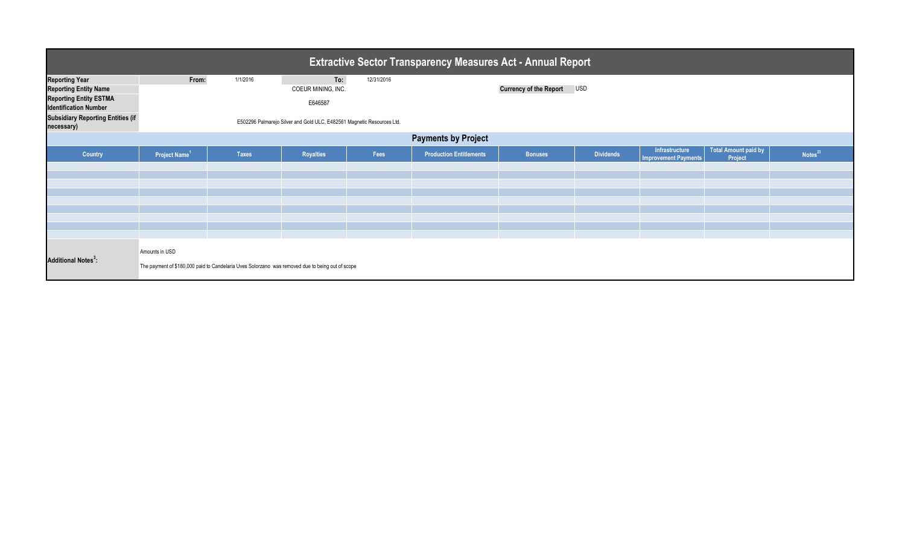# Extractive Sector Transparency Measures Act - Annual Report

| | | | | | |
|---|---|---|---|---|---|
| **Reporting Year** | **From:** | 1/1/2016 | **To:** | 12/31/2016 | |
| **Reporting Entity Name** | | COEUR MINING, INC. | | **Currency of the Report** | USD |
| **Reporting Entity ESTMA Identification Number** | | E646587 | | | |
| **Subsidiary Reporting Entities (if necessary)** | | E502296 Palmarejo Silver and Gold ULC, E482561 Magnetic Resources Ltd. | | | |

## Payments by Project

| Country | Project Name[1] | Taxes | Royalties | Fees | Production Entitlements | Bonuses | Dividends | Infrastructure Improvement Payments | Total Amount paid by Project | Notes[23] |
|---|---|---|---|---|---|---|---|---|---|---|
| | | | | | | | | | | |
| | | | | | | | | | | |
| | | | | | | | | | | |
| | | | | | | | | | | |
| | | | | | | | | | | |
| | | | | | | | | | | |
| | | | | | | | | | | |
| | | | | | | | | | | |
| | | | | | | | | | | |

**Additional Notes[3]:**

Amounts in USD

The payment of $180,000 paid to Candelaria Uves Solorzano was removed due to being out of scope